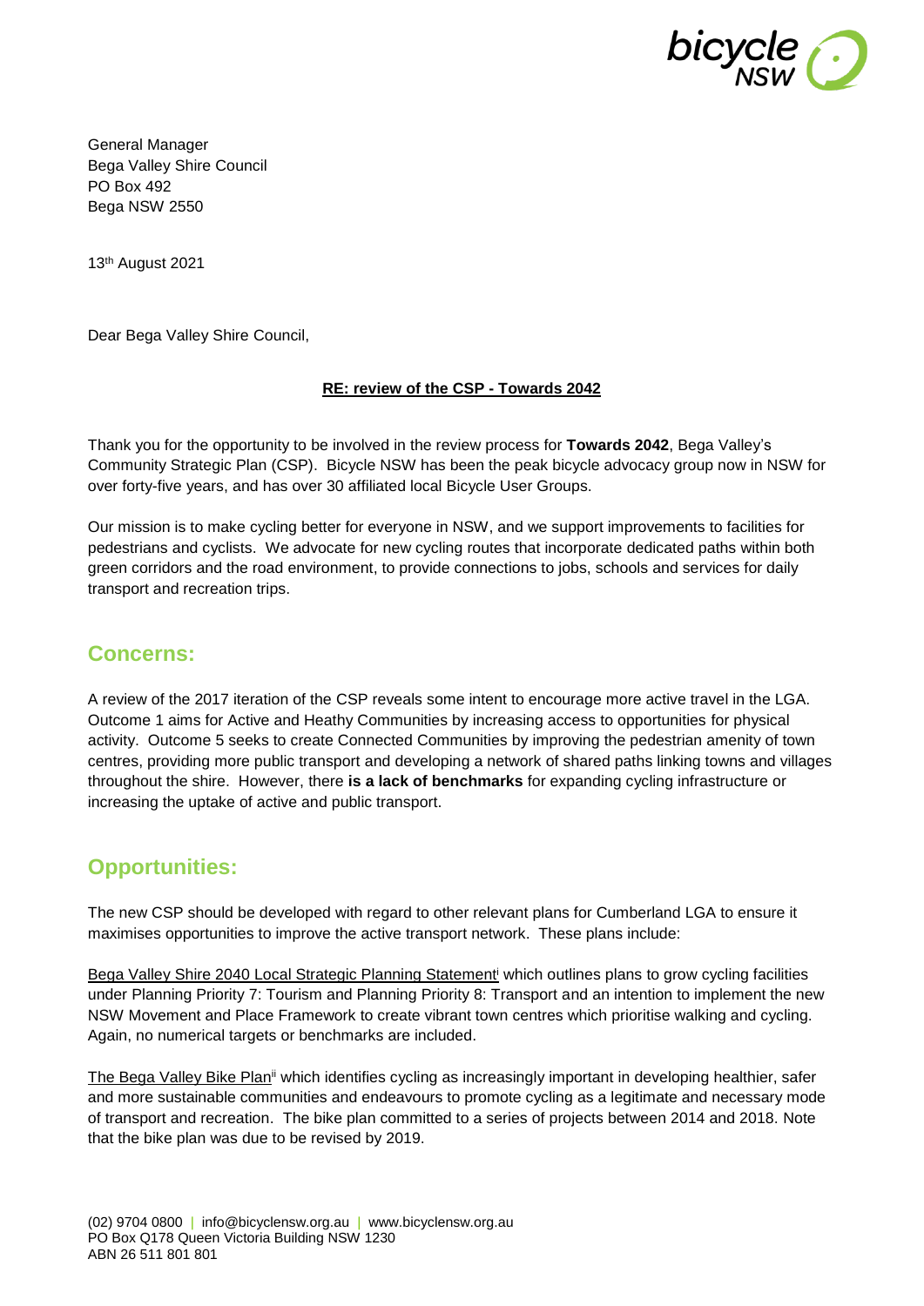General Manager
Bega Valley Shire Council
PO Box 492
Bega NSW 2550

13th August 2021

Dear Bega Valley Shire Council,

**RE: review of the CSP - Towards 2042**

Thank you for the opportunity to be involved in the review process for **Towards 2042**, Bega Valley's Community Strategic Plan (CSP). Bicycle NSW has been the peak bicycle advocacy group now in NSW for over forty-five years, and has over 30 affiliated local Bicycle User Groups.

Our mission is to make cycling better for everyone in NSW, and we support improvements to facilities for pedestrians and cyclists. We advocate for new cycling routes that incorporate dedicated paths within both green corridors and the road environment, to provide connections to jobs, schools and services for daily transport and recreation trips.

## Concerns:

A review of the 2017 iteration of the CSP reveals some intent to encourage more active travel in the LGA. Outcome 1 aims for Active and Heathy Communities by increasing access to opportunities for physical activity. Outcome 5 seeks to create Connected Communities by improving the pedestrian amenity of town centres, providing more public transport and developing a network of shared paths linking towns and villages throughout the shire. However, there **is a lack of benchmarks** for expanding cycling infrastructure or increasing the uptake of active and public transport.

## Opportunities:

The new CSP should be developed with regard to other relevant plans for Cumberland LGA to ensure it maximises opportunities to improve the active transport network. These plans include:

Bega Valley Shire 2040 Local Strategic Planning Statement[i] which outlines plans to grow cycling facilities under Planning Priority 7: Tourism and Planning Priority 8: Transport and an intention to implement the new NSW Movement and Place Framework to create vibrant town centres which prioritise walking and cycling. Again, no numerical targets or benchmarks are included.

The Bega Valley Bike Plan[ii] which identifies cycling as increasingly important in developing healthier, safer and more sustainable communities and endeavours to promote cycling as a legitimate and necessary mode of transport and recreation. The bike plan committed to a series of projects between 2014 and 2018. Note that the bike plan was due to be revised by 2019.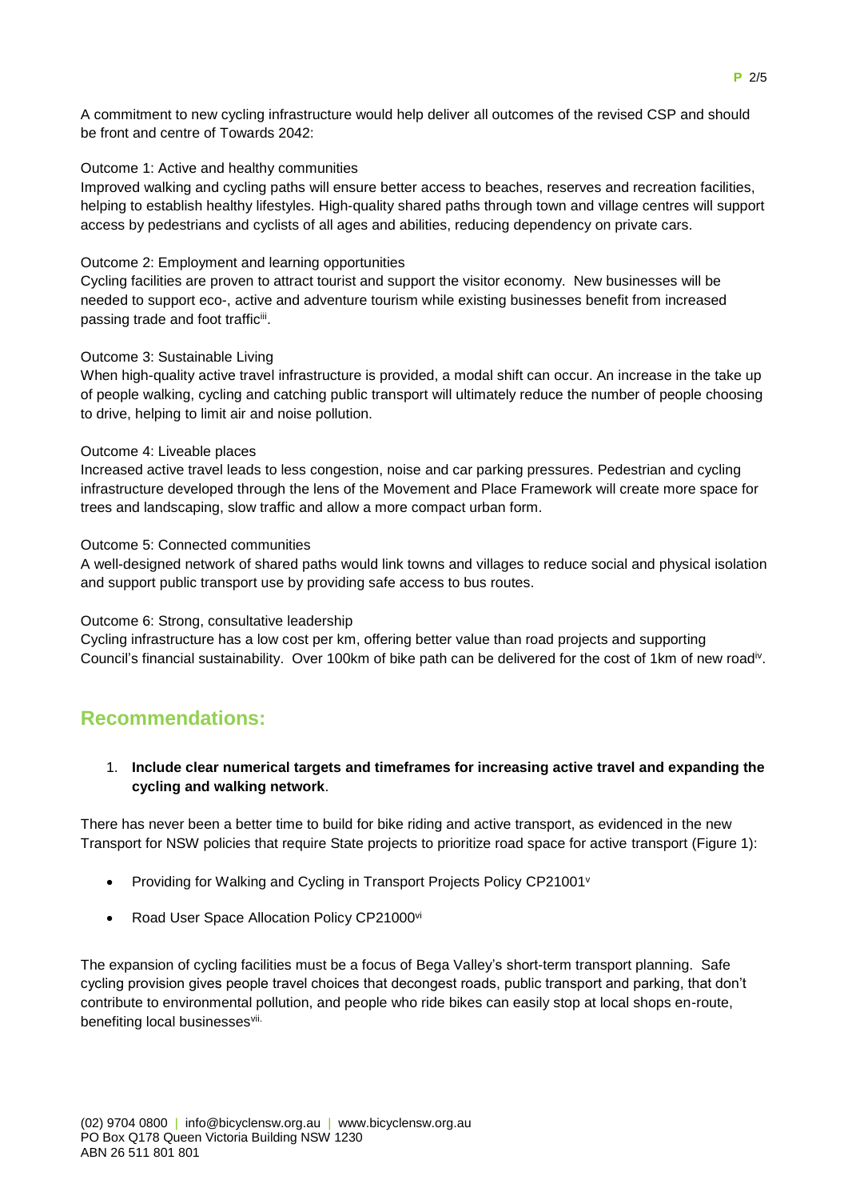A commitment to new cycling infrastructure would help deliver all outcomes of the revised CSP and should be front and centre of Towards 2042:

Outcome 1: Active and healthy communities
Improved walking and cycling paths will ensure better access to beaches, reserves and recreation facilities, helping to establish healthy lifestyles. High-quality shared paths through town and village centres will support access by pedestrians and cyclists of all ages and abilities, reducing dependency on private cars.

Outcome 2: Employment and learning opportunities
Cycling facilities are proven to attract tourist and support the visitor economy. New businesses will be needed to support eco-, active and adventure tourism while existing businesses benefit from increased passing trade and foot traffic[iii].

Outcome 3: Sustainable Living
When high-quality active travel infrastructure is provided, a modal shift can occur. An increase in the take up of people walking, cycling and catching public transport will ultimately reduce the number of people choosing to drive, helping to limit air and noise pollution.

Outcome 4: Liveable places
Increased active travel leads to less congestion, noise and car parking pressures. Pedestrian and cycling infrastructure developed through the lens of the Movement and Place Framework will create more space for trees and landscaping, slow traffic and allow a more compact urban form.

Outcome 5: Connected communities
A well-designed network of shared paths would link towns and villages to reduce social and physical isolation and support public transport use by providing safe access to bus routes.

Outcome 6: Strong, consultative leadership
Cycling infrastructure has a low cost per km, offering better value than road projects and supporting Council's financial sustainability. Over 100km of bike path can be delivered for the cost of 1km of new road[iv].

## Recommendations:

1. **Include clear numerical targets and timeframes for increasing active travel and expanding the cycling and walking network**.

There has never been a better time to build for bike riding and active transport, as evidenced in the new Transport for NSW policies that require State projects to prioritize road space for active transport (Figure 1):

- Providing for Walking and Cycling in Transport Projects Policy CP21001[v]
- Road User Space Allocation Policy CP21000[vi]

The expansion of cycling facilities must be a focus of Bega Valley's short-term transport planning. Safe cycling provision gives people travel choices that decongest roads, public transport and parking, that don't contribute to environmental pollution, and people who ride bikes can easily stop at local shops en-route, benefiting local businesses[vii].

(02) 9704 0800 | info@bicyclensw.org.au | www.bicyclensw.org.au
PO Box Q178 Queen Victoria Building NSW 1230
ABN 26 511 801 801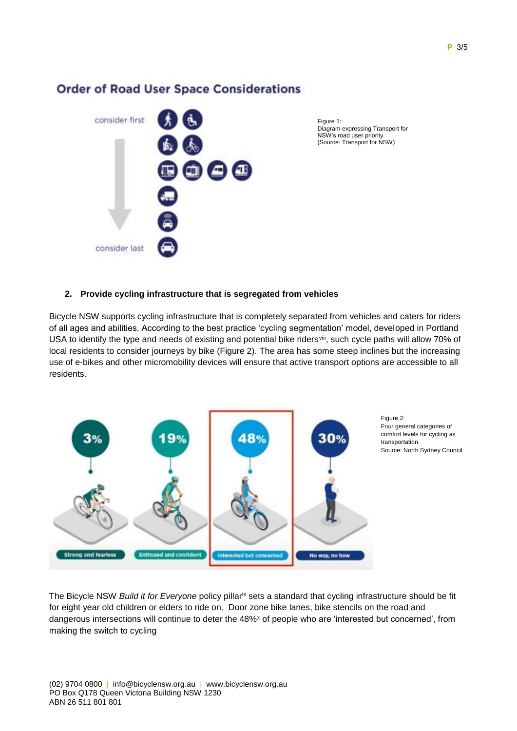## Order of Road User Space Considerations

consider first

consider last

Figure 1:
Diagram expressing Transport for NSW's road user priority.
(Source: Transport for NSW)

**2. Provide cycling infrastructure that is segregated from vehicles**

Bicycle NSW supports cycling infrastructure that is completely separated from vehicles and caters for riders of all ages and abilities. According to the best practice 'cycling segmentation' model, developed in Portland USA to identify the type and needs of existing and potential bike riders[viii], such cycle paths will allow 70% of local residents to consider journeys by bike (Figure 2). The area has some steep inclines but the increasing use of e-bikes and other micromobility devices will ensure that active transport options are accessible to all residents.

| 3% | 19% | 48% | 30% |
|---|---|---|---|
| Strong and fearless | Enthused and confident | Interested but concerned | No way, no how |

Figure 2:
Four general categories of comfort levels for cycling as transportation.
Source: North Sydney Council

The Bicycle NSW *Build it for Everyone* policy pillar[ix] sets a standard that cycling infrastructure should be fit for eight year old children or elders to ride on. Door zone bike lanes, bike stencils on the road and dangerous intersections will continue to deter the 48%[x] of people who are 'interested but concerned', from making the switch to cycling

(02) 9704 0800 | info@bicyclensw.org.au | www.bicyclensw.org.au
PO Box Q178 Queen Victoria Building NSW 1230
ABN 26 511 801 801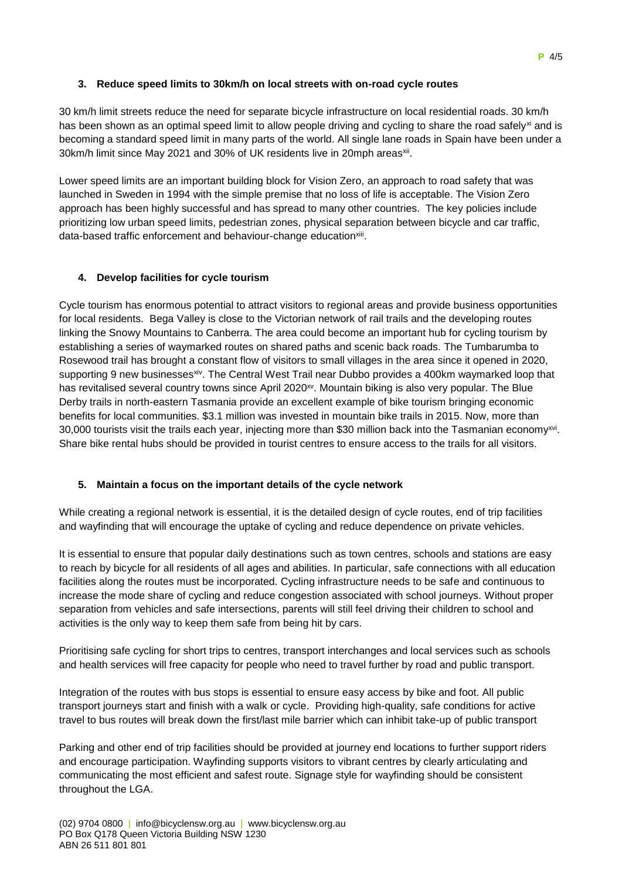### 3. Reduce speed limits to 30km/h on local streets with on-road cycle routes

30 km/h limit streets reduce the need for separate bicycle infrastructure on local residential roads. 30 km/h has been shown as an optimal speed limit to allow people driving and cycling to share the road safely[xi] and is becoming a standard speed limit in many parts of the world. All single lane roads in Spain have been under a 30km/h limit since May 2021 and 30% of UK residents live in 20mph areas[xii].

Lower speed limits are an important building block for Vision Zero, an approach to road safety that was launched in Sweden in 1994 with the simple premise that no loss of life is acceptable. The Vision Zero approach has been highly successful and has spread to many other countries. The key policies include prioritizing low urban speed limits, pedestrian zones, physical separation between bicycle and car traffic, data-based traffic enforcement and behaviour-change education[xiii].

### 4. Develop facilities for cycle tourism

Cycle tourism has enormous potential to attract visitors to regional areas and provide business opportunities for local residents. Bega Valley is close to the Victorian network of rail trails and the developing routes linking the Snowy Mountains to Canberra. The area could become an important hub for cycling tourism by establishing a series of waymarked routes on shared paths and scenic back roads. The Tumbarumba to Rosewood trail has brought a constant flow of visitors to small villages in the area since it opened in 2020, supporting 9 new businesses[xiv]. The Central West Trail near Dubbo provides a 400km waymarked loop that has revitalised several country towns since April 2020[xv]. Mountain biking is also very popular. The Blue Derby trails in north-eastern Tasmania provide an excellent example of bike tourism bringing economic benefits for local communities. $3.1 million was invested in mountain bike trails in 2015. Now, more than 30,000 tourists visit the trails each year, injecting more than $30 million back into the Tasmanian economy[xvi]. Share bike rental hubs should be provided in tourist centres to ensure access to the trails for all visitors.

### 5. Maintain a focus on the important details of the cycle network

While creating a regional network is essential, it is the detailed design of cycle routes, end of trip facilities and wayfinding that will encourage the uptake of cycling and reduce dependence on private vehicles.

It is essential to ensure that popular daily destinations such as town centres, schools and stations are easy to reach by bicycle for all residents of all ages and abilities. In particular, safe connections with all education facilities along the routes must be incorporated. Cycling infrastructure needs to be safe and continuous to increase the mode share of cycling and reduce congestion associated with school journeys. Without proper separation from vehicles and safe intersections, parents will still feel driving their children to school and activities is the only way to keep them safe from being hit by cars.

Prioritising safe cycling for short trips to centres, transport interchanges and local services such as schools and health services will free capacity for people who need to travel further by road and public transport.

Integration of the routes with bus stops is essential to ensure easy access by bike and foot. All public transport journeys start and finish with a walk or cycle. Providing high-quality, safe conditions for active travel to bus routes will break down the first/last mile barrier which can inhibit take-up of public transport

Parking and other end of trip facilities should be provided at journey end locations to further support riders and encourage participation. Wayfinding supports visitors to vibrant centres by clearly articulating and communicating the most efficient and safest route. Signage style for wayfinding should be consistent throughout the LGA.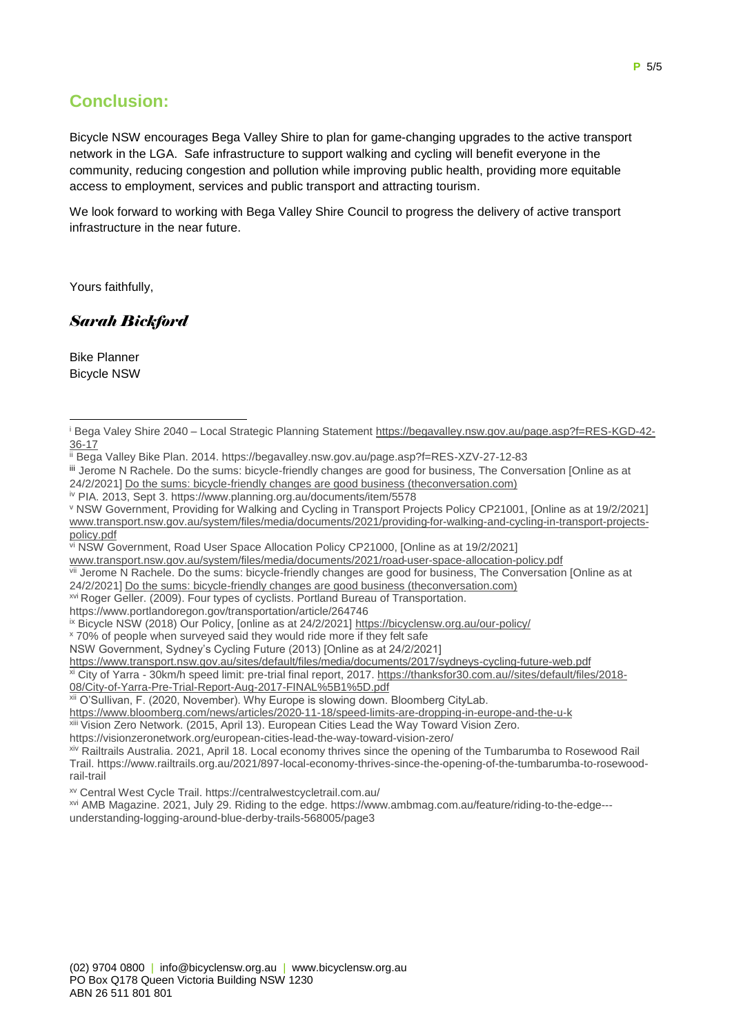## Conclusion:

Bicycle NSW encourages Bega Valley Shire to plan for game-changing upgrades to the active transport network in the LGA. Safe infrastructure to support walking and cycling will benefit everyone in the community, reducing congestion and pollution while improving public health, providing more equitable access to employment, services and public transport and attracting tourism.

We look forward to working with Bega Valley Shire Council to progress the delivery of active transport infrastructure in the near future.

Yours faithfully,

***Sarah Bickford***

Bike Planner
Bicycle NSW

---

[i] Bega Valey Shire 2040 – Local Strategic Planning Statement https://begavalley.nsw.gov.au/page.asp?f=RES-KGD-42-36-17

[ii] Bega Valley Bike Plan. 2014. https://begavalley.nsw.gov.au/page.asp?f=RES-XZV-27-12-83

[iii] Jerome N Rachele. Do the sums: bicycle-friendly changes are good for business, The Conversation [Online as at 24/2/2021] Do the sums: bicycle-friendly changes are good business (theconversation.com)

[iv] PIA. 2013, Sept 3. https://www.planning.org.au/documents/item/5578

[v] NSW Government, Providing for Walking and Cycling in Transport Projects Policy CP21001, [Online as at 19/2/2021] www.transport.nsw.gov.au/system/files/media/documents/2021/providing-for-walking-and-cycling-in-transport-projects-policy.pdf

[vi] NSW Government, Road User Space Allocation Policy CP21000, [Online as at 19/2/2021] www.transport.nsw.gov.au/system/files/media/documents/2021/road-user-space-allocation-policy.pdf

[vii] Jerome N Rachele. Do the sums: bicycle-friendly changes are good for business, The Conversation [Online as at 24/2/2021] Do the sums: bicycle-friendly changes are good business (theconversation.com)

[xvi] Roger Geller. (2009). Four types of cyclists. Portland Bureau of Transportation. https://www.portlandoregon.gov/transportation/article/264746

[ix] Bicycle NSW (2018) Our Policy, [online as at 24/2/2021] https://bicyclensw.org.au/our-policy/

[x] 70% of people when surveyed said they would ride more if they felt safe
NSW Government, Sydney's Cycling Future (2013) [Online as at 24/2/2021] https://www.transport.nsw.gov.au/sites/default/files/media/documents/2017/sydneys-cycling-future-web.pdf

[xi] City of Yarra - 30km/h speed limit: pre-trial final report, 2017. https://thanksfor30.com.au//sites/default/files/2018-08/City-of-Yarra-Pre-Trial-Report-Aug-2017-FINAL%5B1%5D.pdf

[xii] O'Sullivan, F. (2020, November). Why Europe is slowing down. Bloomberg CityLab. https://www.bloomberg.com/news/articles/2020-11-18/speed-limits-are-dropping-in-europe-and-the-u-k

[xiii] Vision Zero Network. (2015, April 13). European Cities Lead the Way Toward Vision Zero. https://visionzeronetwork.org/european-cities-lead-the-way-toward-vision-zero/

[xiv] Railtrails Australia. 2021, April 18. Local economy thrives since the opening of the Tumbarumba to Rosewood Rail Trail. https://www.railtrails.org.au/2021/897-local-economy-thrives-since-the-opening-of-the-tumbarumba-to-rosewood-rail-trail

[xv] Central West Cycle Trail. https://centralwestcycletrail.com.au/

[xvi] AMB Magazine. 2021, July 29. Riding to the edge. https://www.ambmag.com.au/feature/riding-to-the-edge---understanding-logging-around-blue-derby-trails-568005/page3

(02) 9704 0800 | info@bicyclensw.org.au | www.bicyclensw.org.au
PO Box Q178 Queen Victoria Building NSW 1230
ABN 26 511 801 801